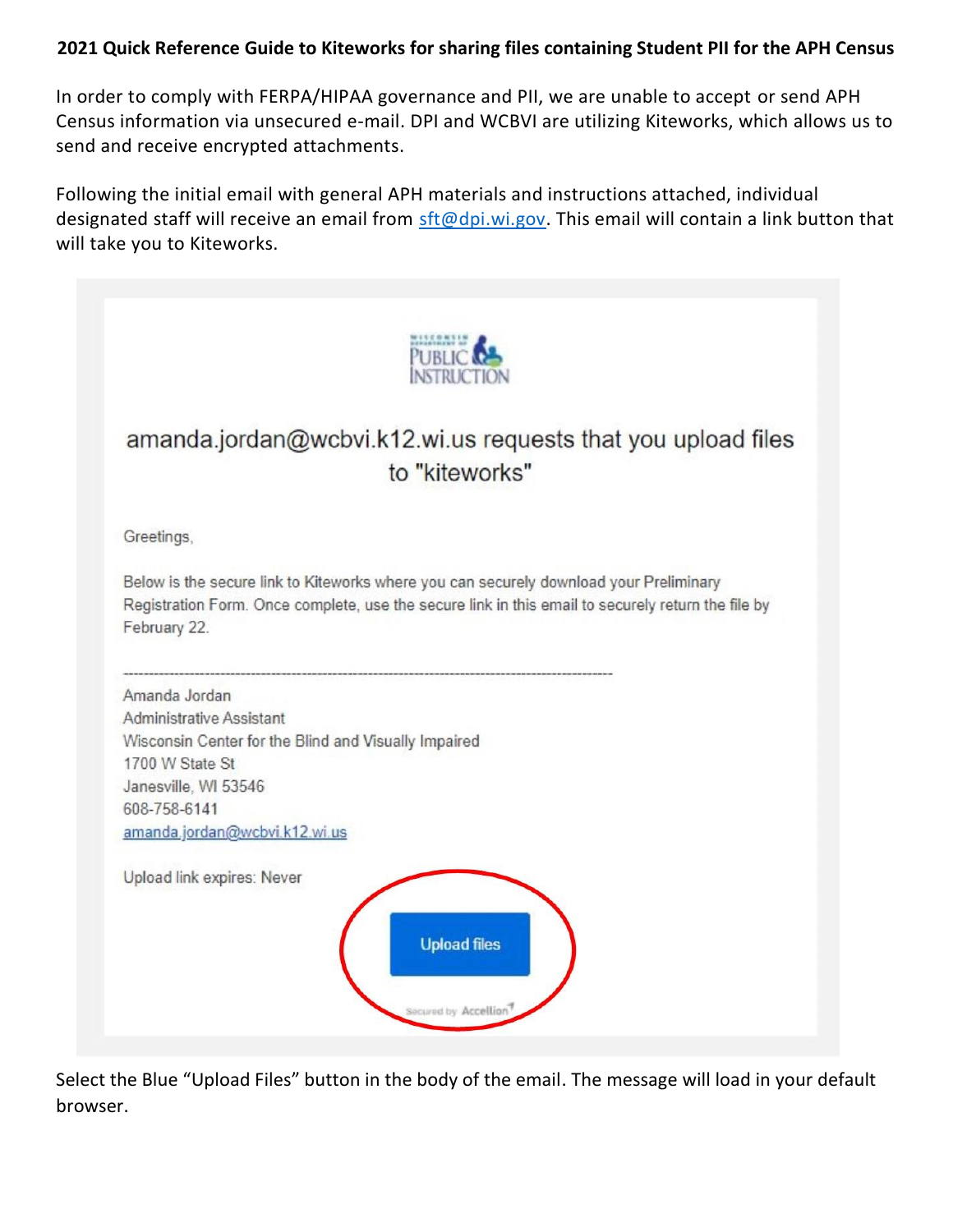**2021 Quick Reference Guide to Kiteworks for sharing files containing Student PII for the APH Census**

In order to comply with FERPA/HIPAA governance and PII, we are unable to accept or send APH Census information via unsecured e-mail. DPI and WCBVI are utilizing Kiteworks, which allows us to send and receive encrypted attachments.

Following the initial email with general APH materials and instructions attached, individual designated staff will receive an email from sft@dpi.wi.gov. This email will contain a link button that will take you to Kiteworks.

Wisconsin Department of Public Instruction

amanda.jordan@wcbvi.k12.wi.us requests that you upload files to "kiteworks"

Greetings,

Below is the secure link to Kiteworks where you can securely download your Preliminary Registration Form. Once complete, use the secure link in this email to securely return the file by February 22.

---

Amanda Jordan
Administrative Assistant
Wisconsin Center for the Blind and Visually Impaired
1700 W State St
Janesville, WI 53546
608-758-6141
amanda.jordan@wcbvi.k12.wi.us

Upload link expires: Never

Upload files

Secured by Accellion

Select the Blue "Upload Files" button in the body of the email. The message will load in your default browser.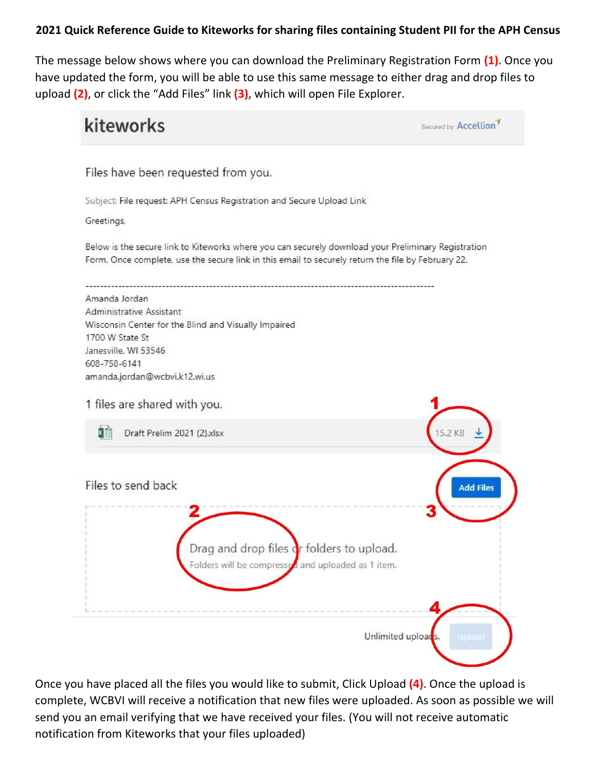**2021 Quick Reference Guide to Kiteworks for sharing files containing Student PII for the APH Census**

The message below shows where you can download the Preliminary Registration Form **(1)**. Once you have updated the form, you will be able to use this same message to either drag and drop files to upload **(2)**, or click the "Add Files" link **(3)**, which will open File Explorer.

kiteworks

Secured by Accellion

Files have been requested from you.

Subject: File request: APH Census Registration and Secure Upload Link

Greetings,

Below is the secure link to Kiteworks where you can securely download your Preliminary Registration Form. Once complete, use the secure link in this email to securely return the file by February 22.

---

Amanda Jordan
Administrative Assistant
Wisconsin Center for the Blind and Visually Impaired
1700 W State St
Janesville, WI 53546
608-758-6141
amanda.jordan@wcbvi.k12.wi.us

1 files are shared with you.

Draft Prelim 2021 (2).xlsx 15.2 KB

1

Files to send back

Add Files

2

3

Drag and drop files or folders to upload.

Folders will be compressed and uploaded as 1 item.

4

Unlimited uploads. Upload

Once you have placed all the files you would like to submit, Click Upload **(4)**. Once the upload is complete, WCBVI will receive a notification that new files were uploaded. As soon as possible we will send you an email verifying that we have received your files. (You will not receive automatic notification from Kiteworks that your files uploaded)